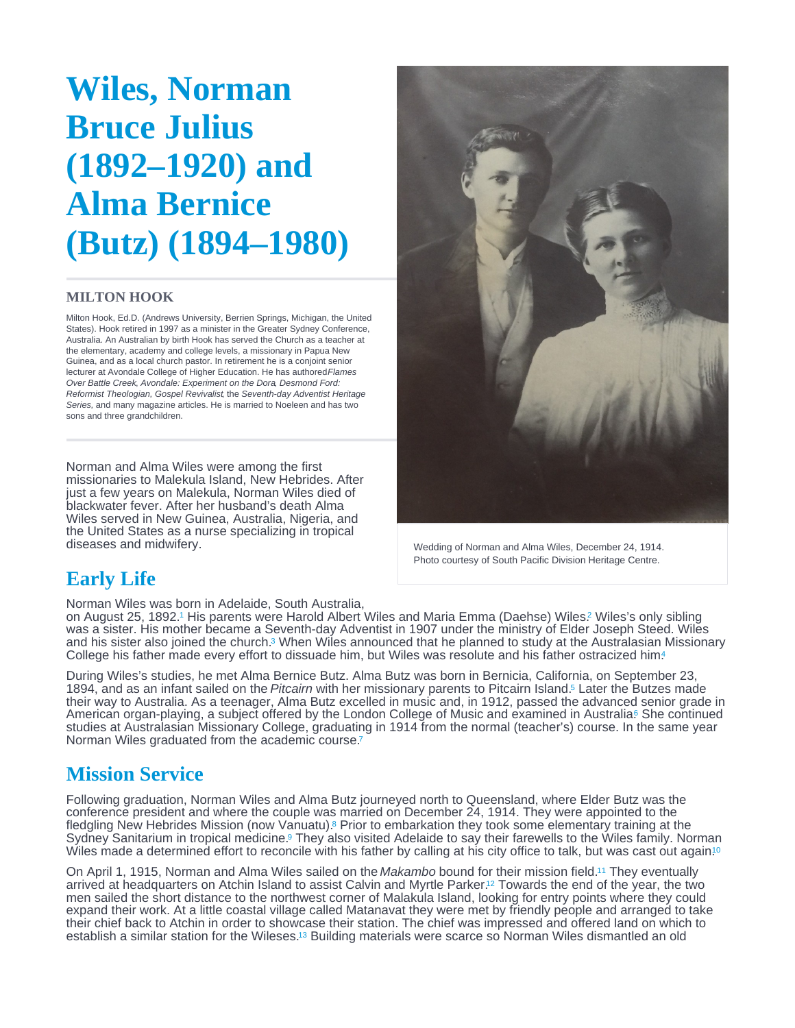# Wiles, Norman Bruce Julius (1892–1920) and Alma Bernice (Butz) (1894–1980)

**MILTON HOOK**

Milton Hook, Ed.D. (Andrews University, Berrien Springs, Michigan, the United States). Hook retired in 1997 as a minister in the Greater Sydney Conference, Australia. An Australian by birth Hook has served the Church as a teacher at the elementary, academy and college levels, a missionary in Papua New Guinea, and as a local church pastor. In retirement he is a conjoint senior lecturer at Avondale College of Higher Education. He has authored *Flames Over Battle Creek*, *Avondale: Experiment on the Dora*, *Desmond Ford: Reformist Theologian, Gospel Revivalist*, the *Seventh-day Adventist Heritage Series*, and many magazine articles. He is married to Noeleen and has two sons and three grandchildren.

Norman and Alma Wiles were among the first missionaries to Malekula Island, New Hebrides. After just a few years on Malekula, Norman Wiles died of blackwater fever. After her husband's death Alma Wiles served in New Guinea, Australia, Nigeria, and the United States as a nurse specializing in tropical diseases and midwifery.

Wedding of Norman and Alma Wiles, December 24, 1914. Photo courtesy of South Pacific Division Heritage Centre.

## Early Life

Norman Wiles was born in Adelaide, South Australia, on August 25, 1892.[1] His parents were Harold Albert Wiles and Maria Emma (Daehse) Wiles.[2] Wiles's only sibling was a sister. His mother became a Seventh-day Adventist in 1907 under the ministry of Elder Joseph Steed. Wiles and his sister also joined the church.[3] When Wiles announced that he planned to study at the Australasian Missionary College his father made every effort to dissuade him, but Wiles was resolute and his father ostracized him.[4]

During Wiles's studies, he met Alma Bernice Butz. Alma Butz was born in Bernicia, California, on September 23, 1894, and as an infant sailed on the *Pitcairn* with her missionary parents to Pitcairn Island.[5] Later the Butzes made their way to Australia. As a teenager, Alma Butz excelled in music and, in 1912, passed the advanced senior grade in American organ-playing, a subject offered by the London College of Music and examined in Australia.[6] She continued studies at Australasian Missionary College, graduating in 1914 from the normal (teacher's) course. In the same year Norman Wiles graduated from the academic course.[7]

## Mission Service

Following graduation, Norman Wiles and Alma Butz journeyed north to Queensland, where Elder Butz was the conference president and where the couple was married on December 24, 1914. They were appointed to the fledgling New Hebrides Mission (now Vanuatu).[8] Prior to embarkation they took some elementary training at the Sydney Sanitarium in tropical medicine.[9] They also visited Adelaide to say their farewells to the Wiles family. Norman Wiles made a determined effort to reconcile with his father by calling at his city office to talk, but was cast out again.[10]

On April 1, 1915, Norman and Alma Wiles sailed on the *Makambo* bound for their mission field.[11] They eventually arrived at headquarters on Atchin Island to assist Calvin and Myrtle Parker.[12] Towards the end of the year, the two men sailed the short distance to the northwest corner of Malakula Island, looking for entry points where they could expand their work. At a little coastal village called Matanavat they were met by friendly people and arranged to take their chief back to Atchin in order to showcase their station. The chief was impressed and offered land on which to establish a similar station for the Wileses.[13] Building materials were scarce so Norman Wiles dismantled an old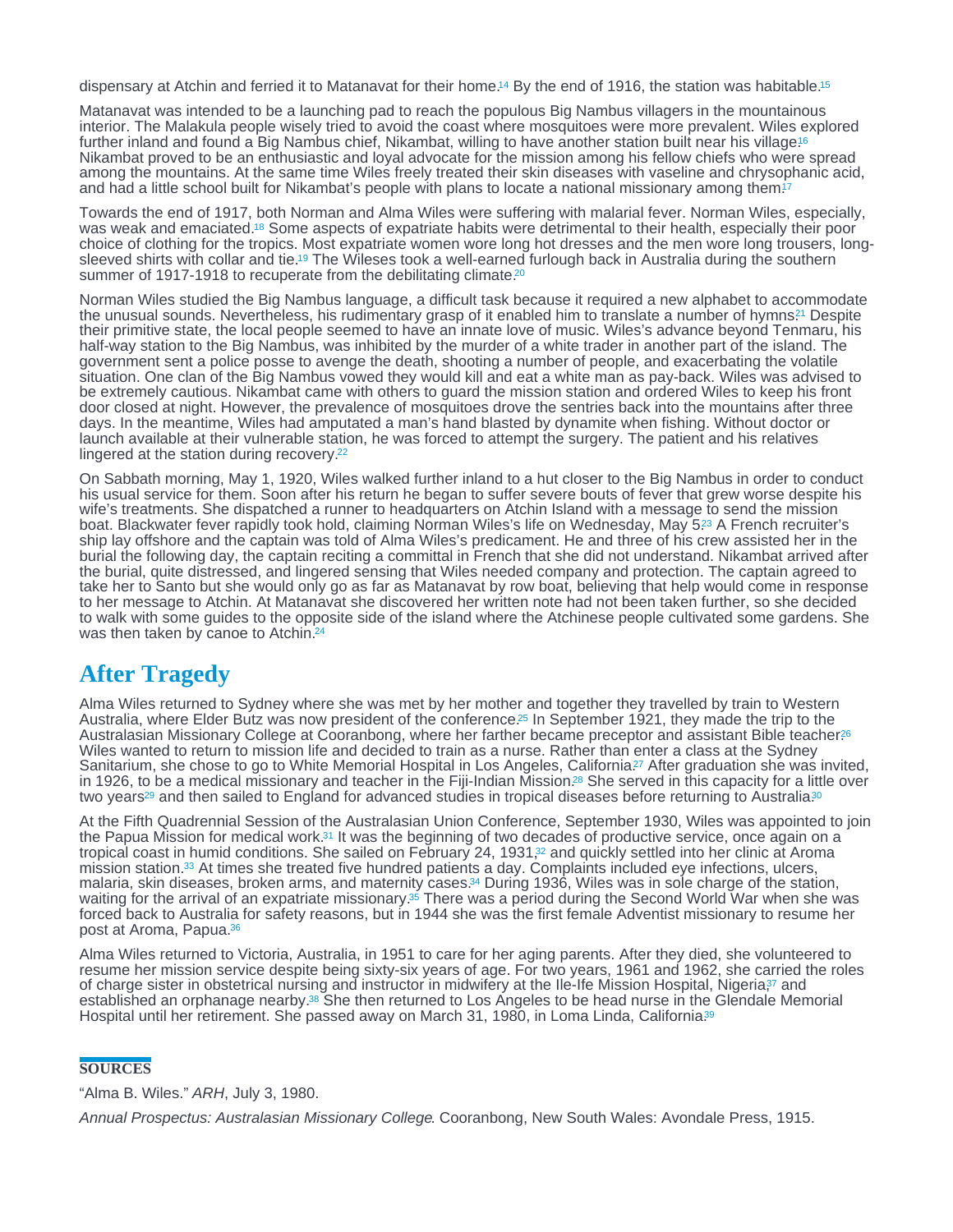dispensary at Atchin and ferried it to Matanavat for their home.[14] By the end of 1916, the station was habitable.[15]

Matanavat was intended to be a launching pad to reach the populous Big Nambus villagers in the mountainous interior. The Malakula people wisely tried to avoid the coast where mosquitoes were more prevalent. Wiles explored further inland and found a Big Nambus chief, Nikambat, willing to have another station built near his village.[16] Nikambat proved to be an enthusiastic and loyal advocate for the mission among his fellow chiefs who were spread among the mountains. At the same time Wiles freely treated their skin diseases with vaseline and chrysophanic acid, and had a little school built for Nikambat's people with plans to locate a national missionary among them.[17]

Towards the end of 1917, both Norman and Alma Wiles were suffering with malarial fever. Norman Wiles, especially, was weak and emaciated.[18] Some aspects of expatriate habits were detrimental to their health, especially their poor choice of clothing for the tropics. Most expatriate women wore long hot dresses and the men wore long trousers, long-sleeved shirts with collar and tie.[19] The Wileses took a well-earned furlough back in Australia during the southern summer of 1917-1918 to recuperate from the debilitating climate.[20]

Norman Wiles studied the Big Nambus language, a difficult task because it required a new alphabet to accommodate the unusual sounds. Nevertheless, his rudimentary grasp of it enabled him to translate a number of hymns.[21] Despite their primitive state, the local people seemed to have an innate love of music. Wiles's advance beyond Tenmaru, his half-way station to the Big Nambus, was inhibited by the murder of a white trader in another part of the island. The government sent a police posse to avenge the death, shooting a number of people, and exacerbating the volatile situation. One clan of the Big Nambus vowed they would kill and eat a white man as pay-back. Wiles was advised to be extremely cautious. Nikambat came with others to guard the mission station and ordered Wiles to keep his front door closed at night. However, the prevalence of mosquitoes drove the sentries back into the mountains after three days. In the meantime, Wiles had amputated a man's hand blasted by dynamite when fishing. Without doctor or launch available at their vulnerable station, he was forced to attempt the surgery. The patient and his relatives lingered at the station during recovery.[22]

On Sabbath morning, May 1, 1920, Wiles walked further inland to a hut closer to the Big Nambus in order to conduct his usual service for them. Soon after his return he began to suffer severe bouts of fever that grew worse despite his wife's treatments. She dispatched a runner to headquarters on Atchin Island with a message to send the mission boat. Blackwater fever rapidly took hold, claiming Norman Wiles's life on Wednesday, May 5.[23] A French recruiter's ship lay offshore and the captain was told of Alma Wiles's predicament. He and three of his crew assisted her in the burial the following day, the captain reciting a committal in French that she did not understand. Nikambat arrived after the burial, quite distressed, and lingered sensing that Wiles needed company and protection. The captain agreed to take her to Santo but she would only go as far as Matanavat by row boat, believing that help would come in response to her message to Atchin. At Matanavat she discovered her written note had not been taken further, so she decided to walk with some guides to the opposite side of the island where the Atchinese people cultivated some gardens. She was then taken by canoe to Atchin.[24]

## After Tragedy

Alma Wiles returned to Sydney where she was met by her mother and together they travelled by train to Western Australia, where Elder Butz was now president of the conference.[25] In September 1921, they made the trip to the Australasian Missionary College at Cooranbong, where her farther became preceptor and assistant Bible teacher.[26] Wiles wanted to return to mission life and decided to train as a nurse. Rather than enter a class at the Sydney Sanitarium, she chose to go to White Memorial Hospital in Los Angeles, California.[27] After graduation she was invited, in 1926, to be a medical missionary and teacher in the Fiji-Indian Mission.[28] She served in this capacity for a little over two years[29] and then sailed to England for advanced studies in tropical diseases before returning to Australia.[30]

At the Fifth Quadrennial Session of the Australasian Union Conference, September 1930, Wiles was appointed to join the Papua Mission for medical work.[31] It was the beginning of two decades of productive service, once again on a tropical coast in humid conditions. She sailed on February 24, 1931,[32] and quickly settled into her clinic at Aroma mission station.[33] At times she treated five hundred patients a day. Complaints included eye infections, ulcers, malaria, skin diseases, broken arms, and maternity cases.[34] During 1936, Wiles was in sole charge of the station, waiting for the arrival of an expatriate missionary.[35] There was a period during the Second World War when she was forced back to Australia for safety reasons, but in 1944 she was the first female Adventist missionary to resume her post at Aroma, Papua.[36]

Alma Wiles returned to Victoria, Australia, in 1951 to care for her aging parents. After they died, she volunteered to resume her mission service despite being sixty-six years of age. For two years, 1961 and 1962, she carried the roles of charge sister in obstetrical nursing and instructor in midwifery at the Ile-Ife Mission Hospital, Nigeria,[37] and established an orphanage nearby.[38] She then returned to Los Angeles to be head nurse in the Glendale Memorial Hospital until her retirement. She passed away on March 31, 1980, in Loma Linda, California.[39]

## SOURCES

"Alma B. Wiles." *ARH*, July 3, 1980.

*Annual Prospectus: Australasian Missionary College*. Cooranbong, New South Wales: Avondale Press, 1915.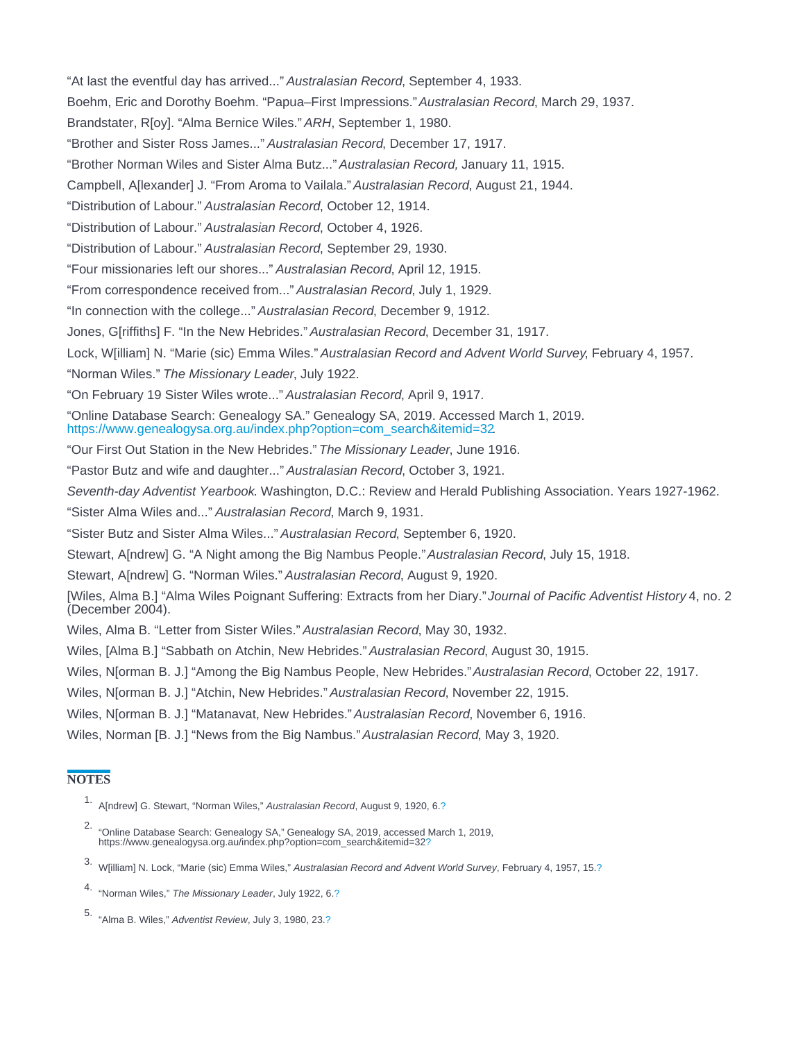“At last the eventful day has arrived...” *Australasian Record*, September 4, 1933.

Boehm, Eric and Dorothy Boehm. “Papua–First Impressions.” *Australasian Record*, March 29, 1937.

Brandstater, R[oy]. “Alma Bernice Wiles.” *ARH*, September 1, 1980.

“Brother and Sister Ross James...” *Australasian Record*, December 17, 1917.

“Brother Norman Wiles and Sister Alma Butz...” *Australasian Record,* January 11, 1915.

Campbell, A[lexander] J. “From Aroma to Vailala.” *Australasian Record*, August 21, 1944.

“Distribution of Labour.” *Australasian Record*, October 12, 1914.

“Distribution of Labour.” *Australasian Record*, October 4, 1926.

“Distribution of Labour.” *Australasian Record*, September 29, 1930.

“Four missionaries left our shores...” *Australasian Record*, April 12, 1915.

“From correspondence received from...” *Australasian Record*, July 1, 1929.

“In connection with the college...” *Australasian Record*, December 9, 1912.

Jones, G[riffiths] F. “In the New Hebrides.” *Australasian Record*, December 31, 1917.

Lock, W[illiam] N. “Marie (sic) Emma Wiles.” *Australasian Record and Advent World Survey*, February 4, 1957.

“Norman Wiles.” *The Missionary Leader*, July 1922.

“On February 19 Sister Wiles wrote...” *Australasian Record*, April 9, 1917.

“Online Database Search: Genealogy SA.” Genealogy SA, 2019. Accessed March 1, 2019. https://www.genealogysa.org.au/index.php?option=com_search&itemid=32.

“Our First Out Station in the New Hebrides.” *The Missionary Leader*, June 1916.

“Pastor Butz and wife and daughter...” *Australasian Record*, October 3, 1921.

*Seventh-day Adventist Yearbook*. Washington, D.C.: Review and Herald Publishing Association. Years 1927-1962.

“Sister Alma Wiles and...” *Australasian Record*, March 9, 1931.

“Sister Butz and Sister Alma Wiles...” *Australasian Record*, September 6, 1920.

Stewart, A[ndrew] G. “A Night among the Big Nambus People.” *Australasian Record*, July 15, 1918.

Stewart, A[ndrew] G. “Norman Wiles.” *Australasian Record*, August 9, 1920.

[Wiles, Alma B.] “Alma Wiles Poignant Suffering: Extracts from her Diary.” *Journal of Pacific Adventist History* 4, no. 2 (December 2004).

Wiles, Alma B. “Letter from Sister Wiles.” *Australasian Record*, May 30, 1932.

Wiles, [Alma B.] “Sabbath on Atchin, New Hebrides.” *Australasian Record*, August 30, 1915.

Wiles, N[orman B. J.] “Among the Big Nambus People, New Hebrides.” *Australasian Record*, October 22, 1917.

Wiles, N[orman B. J.] “Atchin, New Hebrides.” *Australasian Record*, November 22, 1915.

Wiles, N[orman B. J.] “Matanavat, New Hebrides.” *Australasian Record*, November 6, 1916.

Wiles, Norman [B. J.] “News from the Big Nambus.” *Australasian Record*, May 3, 1920.

## NOTES

1. A[ndrew] G. Stewart, “Norman Wiles,” *Australasian Record*, August 9, 1920, 6.?
2. “Online Database Search: Genealogy SA,” Genealogy SA, 2019, accessed March 1, 2019, https://www.genealogysa.org.au/index.php?option=com_search&itemid=32?
3. W[illiam] N. Lock, “Marie (sic) Emma Wiles,” *Australasian Record and Advent World Survey*, February 4, 1957, 15.?
4. “Norman Wiles,” *The Missionary Leader*, July 1922, 6.?
5. “Alma B. Wiles,” *Adventist Review*, July 3, 1980, 23.?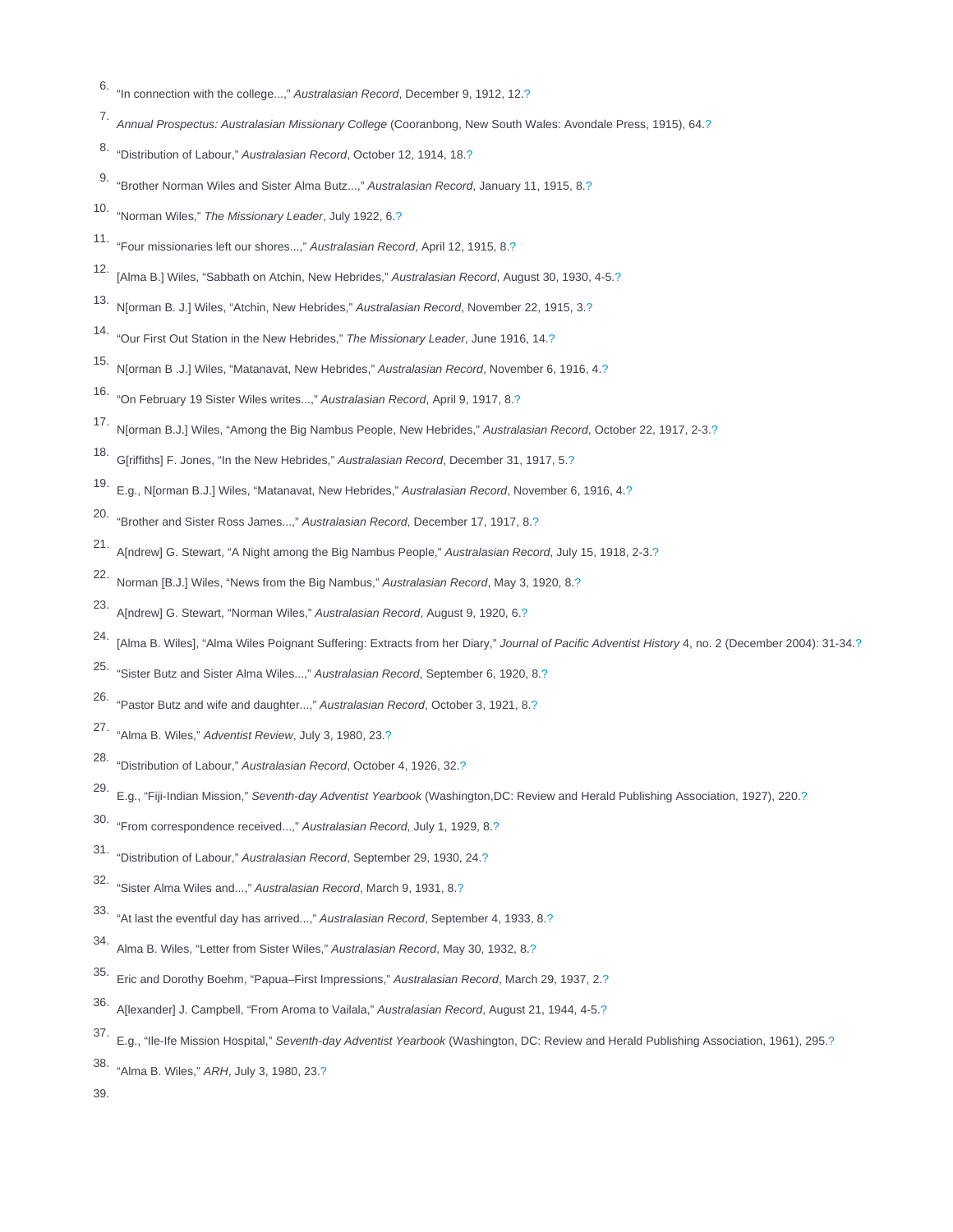6. "In connection with the college...," *Australasian Record*, December 9, 1912, 12.?
7. *Annual Prospectus: Australasian Missionary College* (Cooranbong, New South Wales: Avondale Press, 1915), 64.?
8. "Distribution of Labour," *Australasian Record*, October 12, 1914, 18.?
9. "Brother Norman Wiles and Sister Alma Butz...," *Australasian Record*, January 11, 1915, 8.?
10. "Norman Wiles," *The Missionary Leader*, July 1922, 6.?
11. "Four missionaries left our shores...," *Australasian Record*, April 12, 1915, 8.?
12. [Alma B.] Wiles, "Sabbath on Atchin, New Hebrides," *Australasian Record*, August 30, 1930, 4-5.?
13. N[orman B. J.] Wiles, "Atchin, New Hebrides," *Australasian Record*, November 22, 1915, 3.?
14. "Our First Out Station in the New Hebrides," *The Missionary Leader*, June 1916, 14.?
15. N[orman B .J.] Wiles, "Matanavat, New Hebrides," *Australasian Record*, November 6, 1916, 4.?
16. "On February 19 Sister Wiles writes...," *Australasian Record*, April 9, 1917, 8.?
17. N[orman B.J.] Wiles, "Among the Big Nambus People, New Hebrides," *Australasian Record*, October 22, 1917, 2-3.?
18. G[riffiths] F. Jones, "In the New Hebrides," *Australasian Record*, December 31, 1917, 5.?
19. E.g., N[orman B.J.] Wiles, "Matanavat, New Hebrides," *Australasian Record*, November 6, 1916, 4.?
20. "Brother and Sister Ross James...," *Australasian Record*, December 17, 1917, 8.?
21. A[ndrew] G. Stewart, "A Night among the Big Nambus People," *Australasian Record*, July 15, 1918, 2-3.?
22. Norman [B.J.] Wiles, "News from the Big Nambus," *Australasian Record*, May 3, 1920, 8.?
23. A[ndrew] G. Stewart, "Norman Wiles," *Australasian Record*, August 9, 1920, 6.?
24. [Alma B. Wiles], "Alma Wiles Poignant Suffering: Extracts from her Diary," *Journal of Pacific Adventist History* 4, no. 2 (December 2004): 31-34.?
25. "Sister Butz and Sister Alma Wiles...," *Australasian Record*, September 6, 1920, 8.?
26. "Pastor Butz and wife and daughter...," *Australasian Record*, October 3, 1921, 8.?
27. "Alma B. Wiles," *Adventist Review*, July 3, 1980, 23.?
28. "Distribution of Labour," *Australasian Record*, October 4, 1926, 32.?
29. E.g., "Fiji-Indian Mission," *Seventh-day Adventist Yearbook* (Washington,DC: Review and Herald Publishing Association, 1927), 220.?
30. "From correspondence received...," *Australasian Record*, July 1, 1929, 8.?
31. "Distribution of Labour," *Australasian Record*, September 29, 1930, 24.?
32. "Sister Alma Wiles and...," *Australasian Record*, March 9, 1931, 8.?
33. "At last the eventful day has arrived...," *Australasian Record*, September 4, 1933, 8.?
34. Alma B. Wiles, "Letter from Sister Wiles," *Australasian Record*, May 30, 1932, 8.?
35. Eric and Dorothy Boehm, "Papua–First Impressions," *Australasian Record*, March 29, 1937, 2.?
36. A[lexander] J. Campbell, "From Aroma to Vailala," *Australasian Record*, August 21, 1944, 4-5.?
37. E.g., "Ile-Ife Mission Hospital," *Seventh-day Adventist Yearbook* (Washington, DC: Review and Herald Publishing Association, 1961), 295.?
38. "Alma B. Wiles," *ARH*, July 3, 1980, 23.?
39.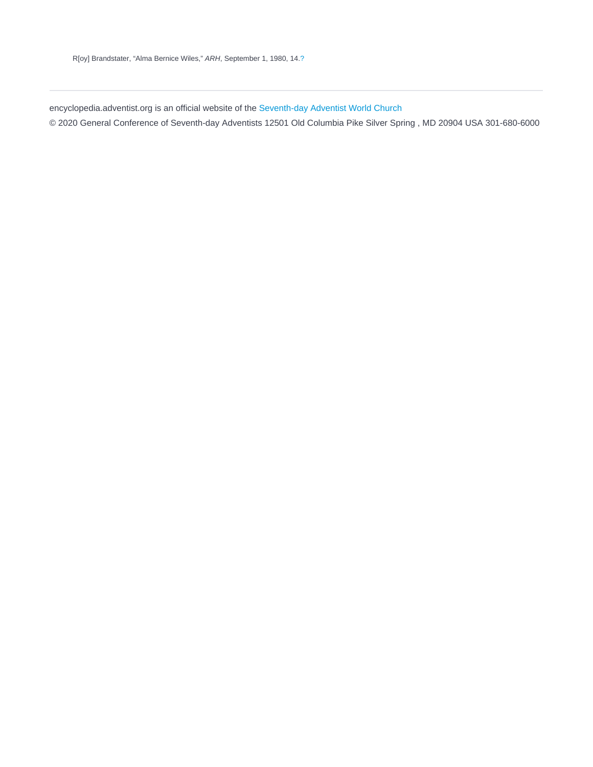R[oy] Brandstater, “Alma Bernice Wiles,” *ARH*, September 1, 1980, 14.?

---

encyclopedia.adventist.org is an official website of the Seventh-day Adventist World Church

© 2020 General Conference of Seventh-day Adventists 12501 Old Columbia Pike Silver Spring , MD 20904 USA 301-680-6000